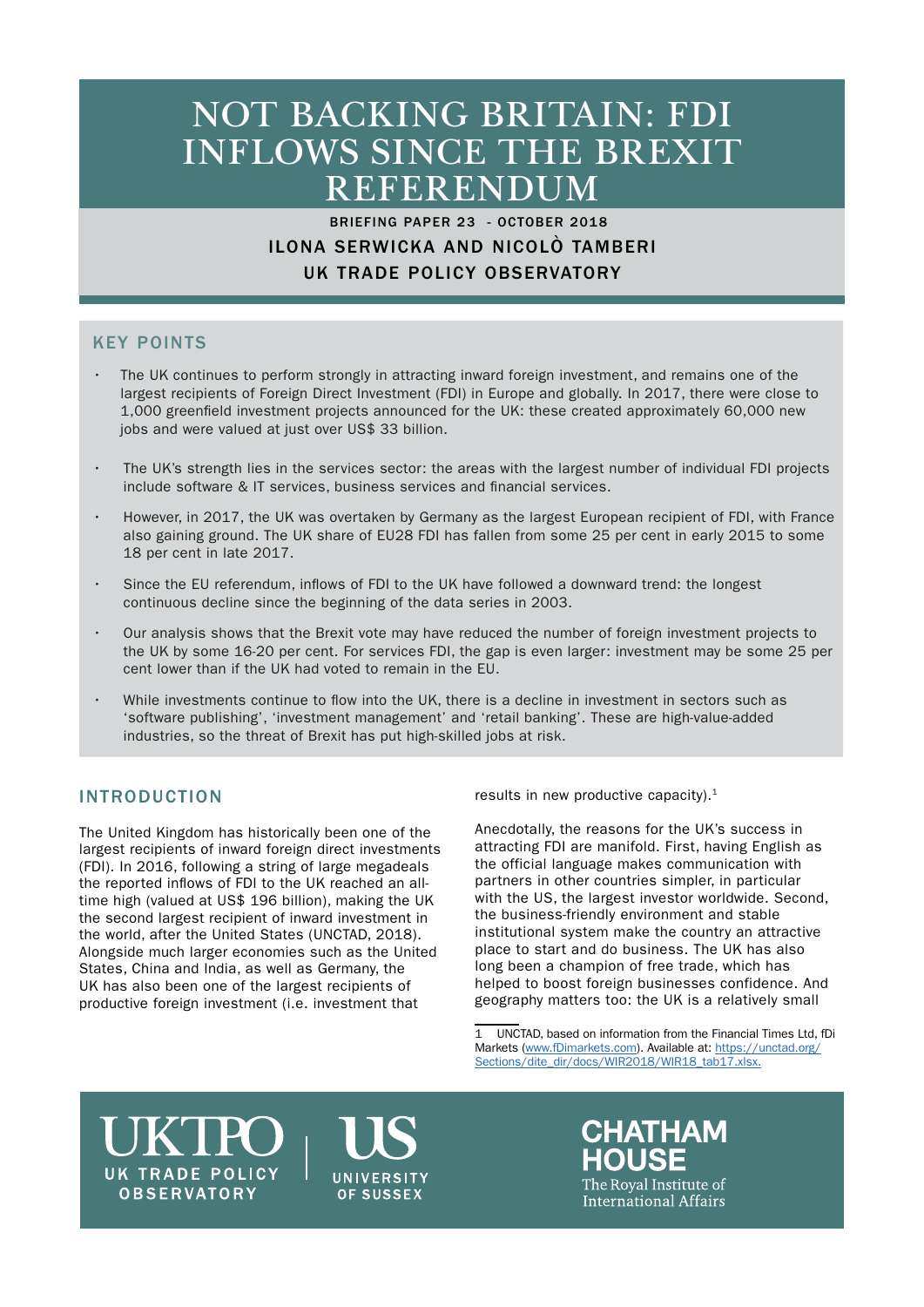# NOT BACKING BRITAIN: FDI INFLOWS SINCE THE BREXIT REFERENDUM

BRIEFING PAPER 23 - OCTOBER 2018

ILONA SERWICKA AND NICOLÒ TAMBERI

UK TRADE POLICY OBSERVATORY

## KEY POINTS

- The UK continues to perform strongly in attracting inward foreign investment, and remains one of the largest recipients of Foreign Direct Investment (FDI) in Europe and globally. In 2017, there were close to 1,000 greenfield investment projects announced for the UK: these created approximately 60,000 new jobs and were valued at just over US$ 33 billion.
- The UK's strength lies in the services sector: the areas with the largest number of individual FDI projects include software & IT services, business services and financial services.
- However, in 2017, the UK was overtaken by Germany as the largest European recipient of FDI, with France also gaining ground. The UK share of EU28 FDI has fallen from some 25 per cent in early 2015 to some 18 per cent in late 2017.
- Since the EU referendum, inflows of FDI to the UK have followed a downward trend: the longest continuous decline since the beginning of the data series in 2003.
- Our analysis shows that the Brexit vote may have reduced the number of foreign investment projects to the UK by some 16-20 per cent. For services FDI, the gap is even larger: investment may be some 25 per cent lower than if the UK had voted to remain in the EU.
- While investments continue to flow into the UK, there is a decline in investment in sectors such as 'software publishing', 'investment management' and 'retail banking'. These are high-value-added industries, so the threat of Brexit has put high-skilled jobs at risk.

## INTRODUCTION

The United Kingdom has historically been one of the largest recipients of inward foreign direct investments (FDI). In 2016, following a string of large megadeals the reported inflows of FDI to the UK reached an all-time high (valued at US$ 196 billion), making the UK the second largest recipient of inward investment in the world, after the United States (UNCTAD, 2018). Alongside much larger economies such as the United States, China and India, as well as Germany, the UK has also been one of the largest recipients of productive foreign investment (i.e. investment that results in new productive capacity).[1]

Anecdotally, the reasons for the UK's success in attracting FDI are manifold. First, having English as the official language makes communication with partners in other countries simpler, in particular with the US, the largest investor worldwide. Second, the business-friendly environment and stable institutional system make the country an attractive place to start and do business. The UK has also long been a champion of free trade, which has helped to boost foreign businesses confidence. And geography matters too: the UK is a relatively small

[1] UNCTAD, based on information from the Financial Times Ltd, fDi Markets (www.fDimarkets.com). Available at: https://unctad.org/Sections/dite_dir/docs/WIR2018/WIR18_tab17.xlsx.

UKTPO UK TRADE POLICY OBSERVATORY | US UNIVERSITY OF SUSSEX | CHATHAM HOUSE The Royal Institute of International Affairs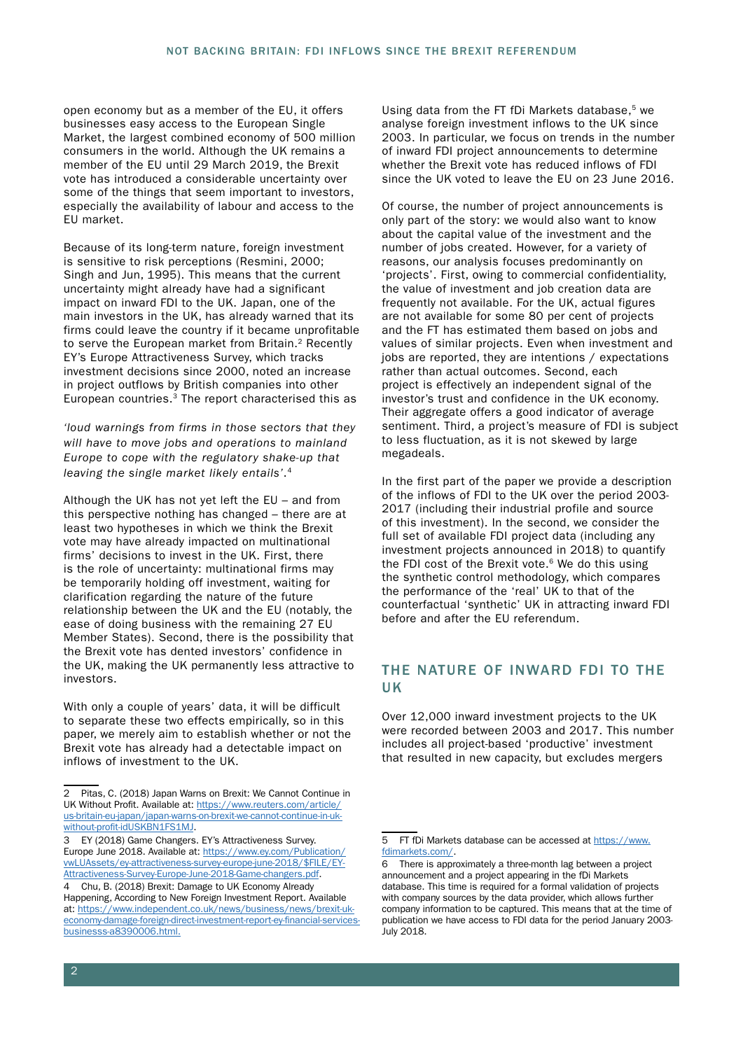open economy but as a member of the EU, it offers businesses easy access to the European Single Market, the largest combined economy of 500 million consumers in the world. Although the UK remains a member of the EU until 29 March 2019, the Brexit vote has introduced a considerable uncertainty over some of the things that seem important to investors, especially the availability of labour and access to the EU market.

Because of its long-term nature, foreign investment is sensitive to risk perceptions (Resmini, 2000; Singh and Jun, 1995). This means that the current uncertainty might already have had a significant impact on inward FDI to the UK. Japan, one of the main investors in the UK, has already warned that its firms could leave the country if it became unprofitable to serve the European market from Britain.[2] Recently EY's Europe Attractiveness Survey, which tracks investment decisions since 2000, noted an increase in project outflows by British companies into other European countries.[3] The report characterised this as

*'loud warnings from firms in those sectors that they will have to move jobs and operations to mainland Europe to cope with the regulatory shake-up that leaving the single market likely entails'.*[4]

Although the UK has not yet left the EU – and from this perspective nothing has changed – there are at least two hypotheses in which we think the Brexit vote may have already impacted on multinational firms' decisions to invest in the UK. First, there is the role of uncertainty: multinational firms may be temporarily holding off investment, waiting for clarification regarding the nature of the future relationship between the UK and the EU (notably, the ease of doing business with the remaining 27 EU Member States). Second, there is the possibility that the Brexit vote has dented investors' confidence in the UK, making the UK permanently less attractive to investors.

With only a couple of years' data, it will be difficult to separate these two effects empirically, so in this paper, we merely aim to establish whether or not the Brexit vote has already had a detectable impact on inflows of investment to the UK.

Using data from the FT fDi Markets database,[5] we analyse foreign investment inflows to the UK since 2003. In particular, we focus on trends in the number of inward FDI project announcements to determine whether the Brexit vote has reduced inflows of FDI since the UK voted to leave the EU on 23 June 2016.

Of course, the number of project announcements is only part of the story: we would also want to know about the capital value of the investment and the number of jobs created. However, for a variety of reasons, our analysis focuses predominantly on 'projects'. First, owing to commercial confidentiality, the value of investment and job creation data are frequently not available. For the UK, actual figures are not available for some 80 per cent of projects and the FT has estimated them based on jobs and values of similar projects. Even when investment and jobs are reported, they are intentions / expectations rather than actual outcomes. Second, each project is effectively an independent signal of the investor's trust and confidence in the UK economy. Their aggregate offers a good indicator of average sentiment. Third, a project's measure of FDI is subject to less fluctuation, as it is not skewed by large megadeals.

In the first part of the paper we provide a description of the inflows of FDI to the UK over the period 2003-2017 (including their industrial profile and source of this investment). In the second, we consider the full set of available FDI project data (including any investment projects announced in 2018) to quantify the FDI cost of the Brexit vote.[6] We do this using the synthetic control methodology, which compares the performance of the 'real' UK to that of the counterfactual 'synthetic' UK in attracting inward FDI before and after the EU referendum.

## THE NATURE OF INWARD FDI TO THE UK

Over 12,000 inward investment projects to the UK were recorded between 2003 and 2017. This number includes all project-based 'productive' investment that resulted in new capacity, but excludes mergers

---

2 Pitas, C. (2018) Japan Warns on Brexit: We Cannot Continue in UK Without Profit. Available at: https://www.reuters.com/article/us-britain-eu-japan/japan-warns-on-brexit-we-cannot-continue-in-uk-without-profit-idUSKBN1FS1MJ.

3 EY (2018) Game Changers. EY's Attractiveness Survey. Europe June 2018. Available at: https://www.ey.com/Publication/vwLUAssets/ey-attractiveness-survey-europe-june-2018/$FILE/EY-Attractiveness-Survey-Europe-June-2018-Game-changers.pdf.

4 Chu, B. (2018) Brexit: Damage to UK Economy Already Happening, According to New Foreign Investment Report. Available at: https://www.independent.co.uk/news/business/news/brexit-uk-economy-damage-foreign-direct-investment-report-ey-financial-services-businesss-a8390006.html.

5 FT fDi Markets database can be accessed at https://www.fdimarkets.com/.

6 There is approximately a three-month lag between a project announcement and a project appearing in the fDi Markets database. This time is required for a formal validation of projects with company sources by the data provider, which allows further company information to be captured. This means that at the time of publication we have access to FDI data for the period January 2003-July 2018.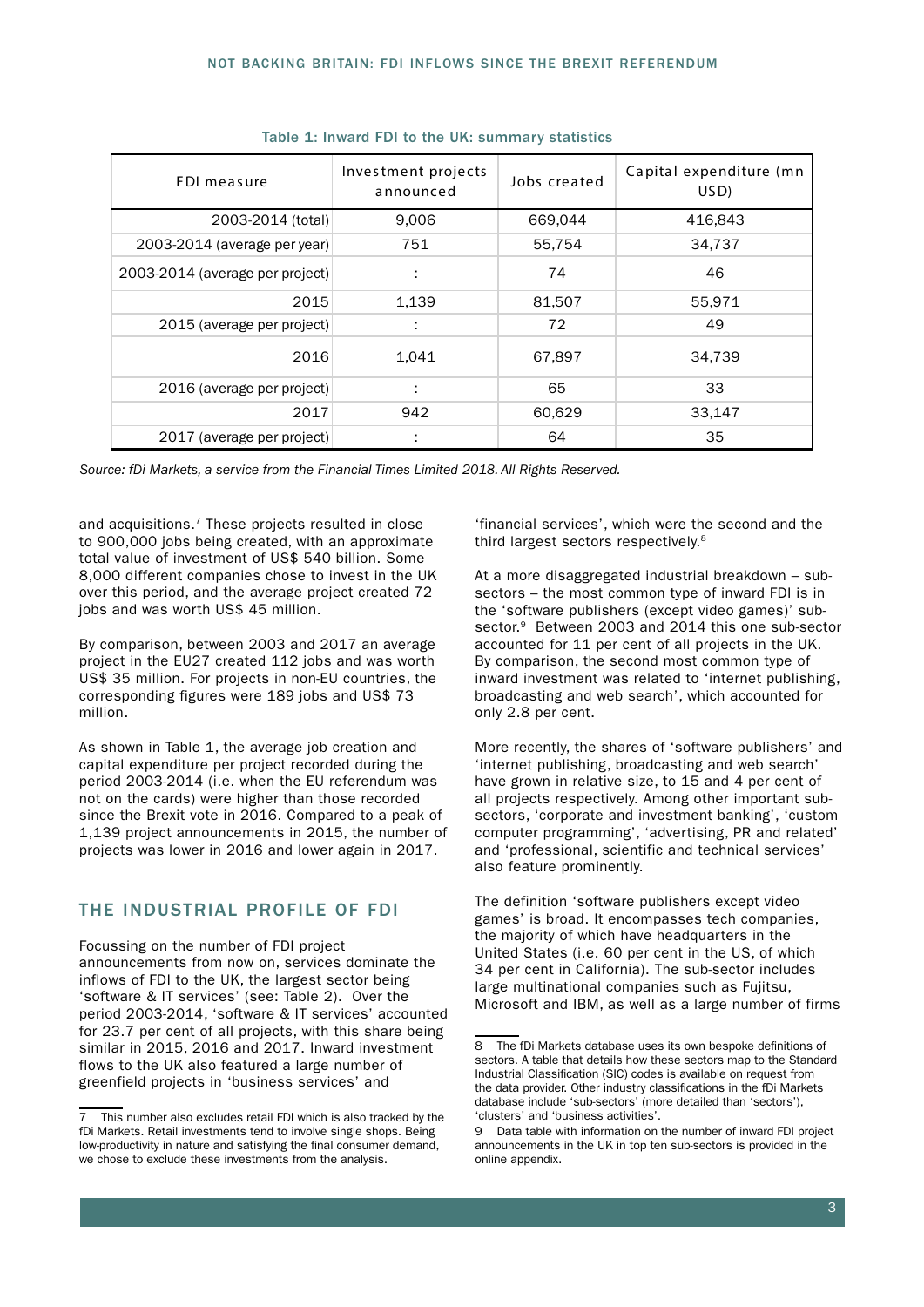Table 1: Inward FDI to the UK: summary statistics

| FDI measure | Investment projects announced | Jobs created | Capital expenditure (mn USD) |
|---|---|---|---|
| 2003-2014 (total) | 9,006 | 669,044 | 416,843 |
| 2003-2014 (average per year) | 751 | 55,754 | 34,737 |
| 2003-2014 (average per project) | : | 74 | 46 |
| 2015 | 1,139 | 81,507 | 55,971 |
| 2015 (average per project) | : | 72 | 49 |
| 2016 | 1,041 | 67,897 | 34,739 |
| 2016 (average per project) | : | 65 | 33 |
| 2017 | 942 | 60,629 | 33,147 |
| 2017 (average per project) | : | 64 | 35 |

*Source: fDi Markets, a service from the Financial Times Limited 2018. All Rights Reserved.*

and acquisitions.[7] These projects resulted in close to 900,000 jobs being created, with an approximate total value of investment of US$ 540 billion. Some 8,000 different companies chose to invest in the UK over this period, and the average project created 72 jobs and was worth US$ 45 million.

By comparison, between 2003 and 2017 an average project in the EU27 created 112 jobs and was worth US$ 35 million. For projects in non-EU countries, the corresponding figures were 189 jobs and US$ 73 million.

As shown in Table 1, the average job creation and capital expenditure per project recorded during the period 2003-2014 (i.e. when the EU referendum was not on the cards) were higher than those recorded since the Brexit vote in 2016. Compared to a peak of 1,139 project announcements in 2015, the number of projects was lower in 2016 and lower again in 2017.

## THE INDUSTRIAL PROFILE OF FDI

Focussing on the number of FDI project announcements from now on, services dominate the inflows of FDI to the UK, the largest sector being 'software & IT services' (see: Table 2). Over the period 2003-2014, 'software & IT services' accounted for 23.7 per cent of all projects, with this share being similar in 2015, 2016 and 2017. Inward investment flows to the UK also featured a large number of greenfield projects in 'business services' and 'financial services', which were the second and the third largest sectors respectively.[8]

At a more disaggregated industrial breakdown – sub-sectors – the most common type of inward FDI is in the 'software publishers (except video games)' sub-sector.[9] Between 2003 and 2014 this one sub-sector accounted for 11 per cent of all projects in the UK. By comparison, the second most common type of inward investment was related to 'internet publishing, broadcasting and web search', which accounted for only 2.8 per cent.

More recently, the shares of 'software publishers' and 'internet publishing, broadcasting and web search' have grown in relative size, to 15 and 4 per cent of all projects respectively. Among other important sub-sectors, 'corporate and investment banking', 'custom computer programming', 'advertising, PR and related' and 'professional, scientific and technical services' also feature prominently.

The definition 'software publishers except video games' is broad. It encompasses tech companies, the majority of which have headquarters in the United States (i.e. 60 per cent in the US, of which 34 per cent in California). The sub-sector includes large multinational companies such as Fujitsu, Microsoft and IBM, as well as a large number of firms

---

7 This number also excludes retail FDI which is also tracked by the fDi Markets. Retail investments tend to involve single shops. Being low-productivity in nature and satisfying the final consumer demand, we chose to exclude these investments from the analysis.

8 The fDi Markets database uses its own bespoke definitions of sectors. A table that details how these sectors map to the Standard Industrial Classification (SIC) codes is available on request from the data provider. Other industry classifications in the fDi Markets database include 'sub-sectors' (more detailed than 'sectors'), 'clusters' and 'business activities'.

9 Data table with information on the number of inward FDI project announcements in the UK in top ten sub-sectors is provided in the online appendix.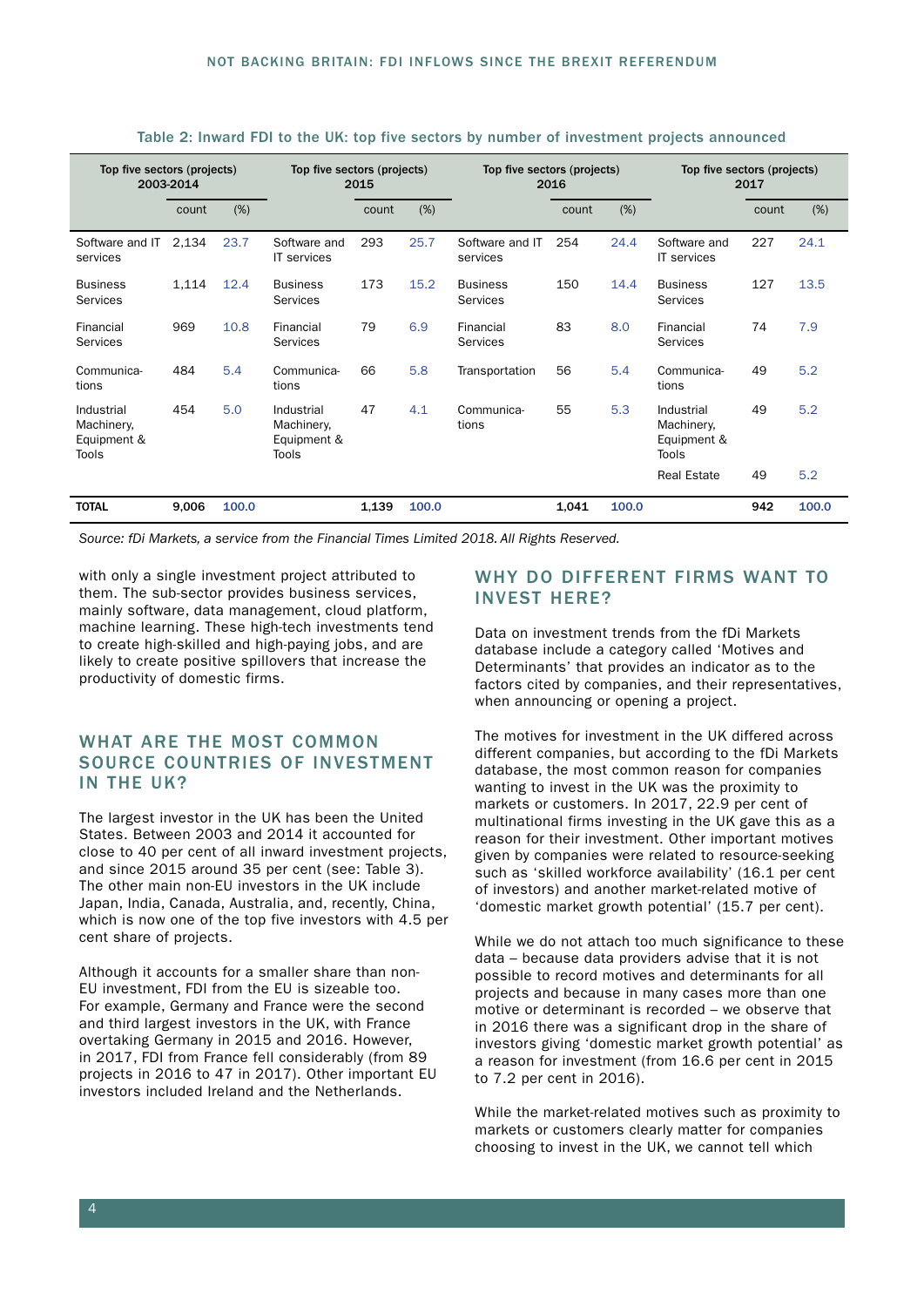Table 2: Inward FDI to the UK: top five sectors by number of investment projects announced

| Top five sectors (projects) 2003-2014 | | | Top five sectors (projects) 2015 | | | Top five sectors (projects) 2016 | | | Top five sectors (projects) 2017 | | |
|---|---|---|---|---|---|---|---|---|---|---|---|
| | count | (%) | | count | (%) | | count | (%) | | count | (%) |
| Software and IT services | 2,134 | 23.7 | Software and IT services | 293 | 25.7 | Software and IT services | 254 | 24.4 | Software and IT services | 227 | 24.1 |
| Business Services | 1,114 | 12.4 | Business Services | 173 | 15.2 | Business Services | 150 | 14.4 | Business Services | 127 | 13.5 |
| Financial Services | 969 | 10.8 | Financial Services | 79 | 6.9 | Financial Services | 83 | 8.0 | Financial Services | 74 | 7.9 |
| Communica-tions | 484 | 5.4 | Communica-tions | 66 | 5.8 | Transportation | 56 | 5.4 | Communica-tions | 49 | 5.2 |
| Industrial Machinery, Equipment & Tools | 454 | 5.0 | Industrial Machinery, Equipment & Tools | 47 | 4.1 | Communica-tions | 55 | 5.3 | Industrial Machinery, Equipment & Tools | 49 | 5.2 |
| | | | | | | | | | Real Estate | 49 | 5.2 |
| **TOTAL** | **9,006** | **100.0** | | **1,139** | **100.0** | | **1,041** | **100.0** | | **942** | **100.0** |

*Source: fDi Markets, a service from the Financial Times Limited 2018. All Rights Reserved.*

with only a single investment project attributed to them. The sub-sector provides business services, mainly software, data management, cloud platform, machine learning. These high-tech investments tend to create high-skilled and high-paying jobs, and are likely to create positive spillovers that increase the productivity of domestic firms.

## WHAT ARE THE MOST COMMON SOURCE COUNTRIES OF INVESTMENT IN THE UK?

The largest investor in the UK has been the United States. Between 2003 and 2014 it accounted for close to 40 per cent of all inward investment projects, and since 2015 around 35 per cent (see: Table 3). The other main non-EU investors in the UK include Japan, India, Canada, Australia, and, recently, China, which is now one of the top five investors with 4.5 per cent share of projects.

Although it accounts for a smaller share than non-EU investment, FDI from the EU is sizeable too. For example, Germany and France were the second and third largest investors in the UK, with France overtaking Germany in 2015 and 2016. However, in 2017, FDI from France fell considerably (from 89 projects in 2016 to 47 in 2017). Other important EU investors included Ireland and the Netherlands.

## WHY DO DIFFERENT FIRMS WANT TO INVEST HERE?

Data on investment trends from the fDi Markets database include a category called 'Motives and Determinants' that provides an indicator as to the factors cited by companies, and their representatives, when announcing or opening a project.

The motives for investment in the UK differed across different companies, but according to the fDi Markets database, the most common reason for companies wanting to invest in the UK was the proximity to markets or customers. In 2017, 22.9 per cent of multinational firms investing in the UK gave this as a reason for their investment. Other important motives given by companies were related to resource-seeking such as 'skilled workforce availability' (16.1 per cent of investors) and another market-related motive of 'domestic market growth potential' (15.7 per cent).

While we do not attach too much significance to these data – because data providers advise that it is not possible to record motives and determinants for all projects and because in many cases more than one motive or determinant is recorded – we observe that in 2016 there was a significant drop in the share of investors giving 'domestic market growth potential' as a reason for investment (from 16.6 per cent in 2015 to 7.2 per cent in 2016).

While the market-related motives such as proximity to markets or customers clearly matter for companies choosing to invest in the UK, we cannot tell which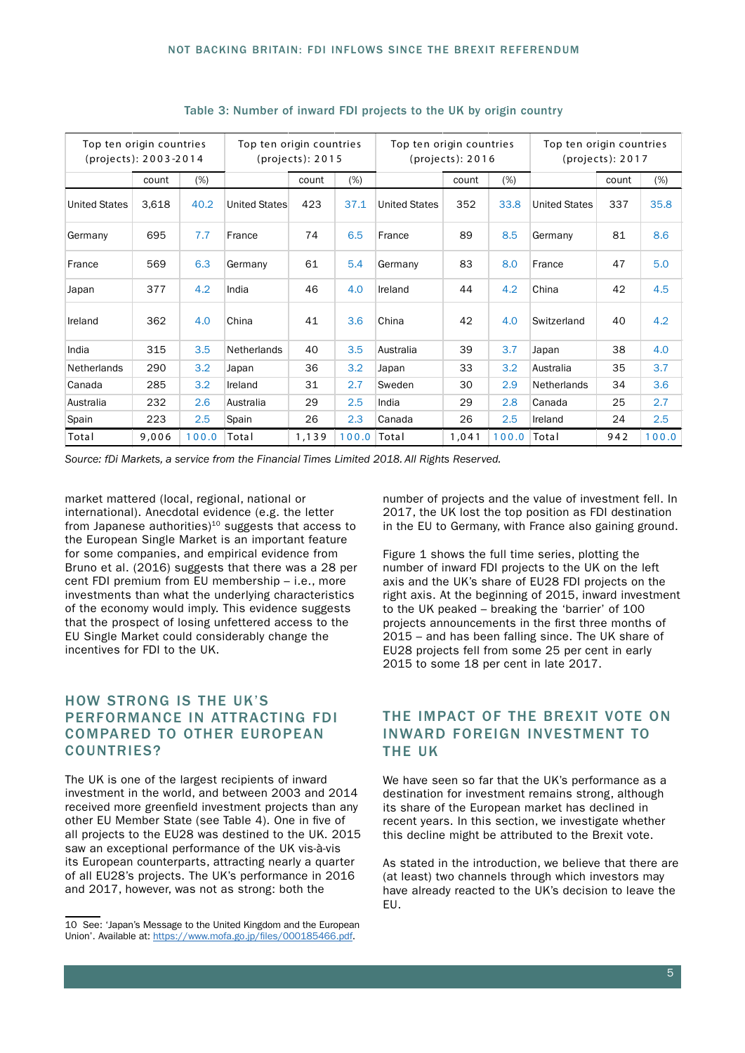Table 3: Number of inward FDI projects to the UK by origin country

| Top ten origin countries (projects): 2003-2014 | | | Top ten origin countries (projects): 2015 | | | Top ten origin countries (projects): 2016 | | | Top ten origin countries (projects): 2017 | | |
|---|---|---|---|---|---|---|---|---|---|---|---|
| | count | (%) | | count | (%) | | count | (%) | | count | (%) |
| United States | 3,618 | 40.2 | United States | 423 | 37.1 | United States | 352 | 33.8 | United States | 337 | 35.8 |
| Germany | 695 | 7.7 | France | 74 | 6.5 | France | 89 | 8.5 | Germany | 81 | 8.6 |
| France | 569 | 6.3 | Germany | 61 | 5.4 | Germany | 83 | 8.0 | France | 47 | 5.0 |
| Japan | 377 | 4.2 | India | 46 | 4.0 | Ireland | 44 | 4.2 | China | 42 | 4.5 |
| Ireland | 362 | 4.0 | China | 41 | 3.6 | China | 42 | 4.0 | Switzerland | 40 | 4.2 |
| India | 315 | 3.5 | Netherlands | 40 | 3.5 | Australia | 39 | 3.7 | Japan | 38 | 4.0 |
| Netherlands | 290 | 3.2 | Japan | 36 | 3.2 | Japan | 33 | 3.2 | Australia | 35 | 3.7 |
| Canada | 285 | 3.2 | Ireland | 31 | 2.7 | Sweden | 30 | 2.9 | Netherlands | 34 | 3.6 |
| Australia | 232 | 2.6 | Australia | 29 | 2.5 | India | 29 | 2.8 | Canada | 25 | 2.7 |
| Spain | 223 | 2.5 | Spain | 26 | 2.3 | Canada | 26 | 2.5 | Ireland | 24 | 2.5 |
| Total | 9,006 | 100.0 | Total | 1,139 | 100.0 | Total | 1,041 | 100.0 | Total | 942 | 100.0 |

*Source: fDi Markets, a service from the Financial Times Limited 2018. All Rights Reserved.*

market mattered (local, regional, national or international). Anecdotal evidence (e.g. the letter from Japanese authorities)[10] suggests that access to the European Single Market is an important feature for some companies, and empirical evidence from Bruno et al. (2016) suggests that there was a 28 per cent FDI premium from EU membership – i.e., more investments than what the underlying characteristics of the economy would imply. This evidence suggests that the prospect of losing unfettered access to the EU Single Market could considerably change the incentives for FDI to the UK.

## HOW STRONG IS THE UK'S PERFORMANCE IN ATTRACTING FDI COMPARED TO OTHER EUROPEAN COUNTRIES?

The UK is one of the largest recipients of inward investment in the world, and between 2003 and 2014 received more greenfield investment projects than any other EU Member State (see Table 4). One in five of all projects to the EU28 was destined to the UK. 2015 saw an exceptional performance of the UK vis-à-vis its European counterparts, attracting nearly a quarter of all EU28's projects. The UK's performance in 2016 and 2017, however, was not as strong: both the number of projects and the value of investment fell. In 2017, the UK lost the top position as FDI destination in the EU to Germany, with France also gaining ground.

Figure 1 shows the full time series, plotting the number of inward FDI projects to the UK on the left axis and the UK's share of EU28 FDI projects on the right axis. At the beginning of 2015, inward investment to the UK peaked – breaking the 'barrier' of 100 projects announcements in the first three months of 2015 – and has been falling since. The UK share of EU28 projects fell from some 25 per cent in early 2015 to some 18 per cent in late 2017.

## THE IMPACT OF THE BREXIT VOTE ON INWARD FOREIGN INVESTMENT TO THE UK

We have seen so far that the UK's performance as a destination for investment remains strong, although its share of the European market has declined in recent years. In this section, we investigate whether this decline might be attributed to the Brexit vote.

As stated in the introduction, we believe that there are (at least) two channels through which investors may have already reacted to the UK's decision to leave the EU.

---

10 See: 'Japan's Message to the United Kingdom and the European Union'. Available at: https://www.mofa.go.jp/files/000185466.pdf.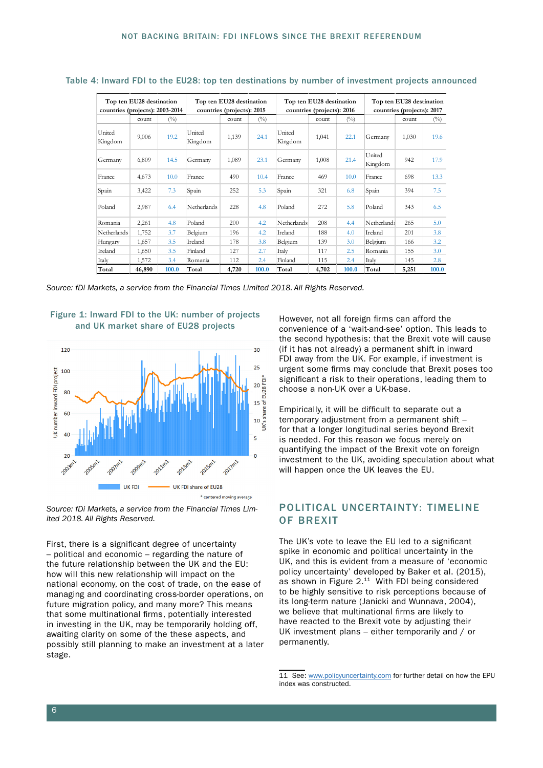Table 4: Inward FDI to the EU28: top ten destinations by number of investment projects announced

| Top ten EU28 destination countries (projects): 2003-2014 | count | (%) | Top ten EU28 destination countries (projects): 2015 | count | (%) | Top ten EU28 destination countries (projects): 2016 | count | (%) | Top ten EU28 destination countries (projects): 2017 | count | (%) |
|---|---|---|---|---|---|---|---|---|---|---|---|
| United Kingdom | 9,006 | 19.2 | United Kingdom | 1,139 | 24.1 | United Kingdom | 1,041 | 22.1 | Germany | 1,030 | 19.6 |
| Germany | 6,809 | 14.5 | Germany | 1,089 | 23.1 | Germany | 1,008 | 21.4 | United Kingdom | 942 | 17.9 |
| France | 4,673 | 10.0 | France | 490 | 10.4 | France | 469 | 10.0 | France | 698 | 13.3 |
| Spain | 3,422 | 7.3 | Spain | 252 | 5.3 | Spain | 321 | 6.8 | Spain | 394 | 7.5 |
| Poland | 2,987 | 6.4 | Netherlands | 228 | 4.8 | Poland | 272 | 5.8 | Poland | 343 | 6.5 |
| Romania | 2,261 | 4.8 | Poland | 200 | 4.2 | Netherlands | 208 | 4.4 | Netherlands | 265 | 5.0 |
| Netherlands | 1,752 | 3.7 | Belgium | 196 | 4.2 | Ireland | 188 | 4.0 | Ireland | 201 | 3.8 |
| Hungary | 1,657 | 3.5 | Ireland | 178 | 3.8 | Belgium | 139 | 3.0 | Belgium | 166 | 3.2 |
| Ireland | 1,650 | 3.5 | Finland | 127 | 2.7 | Italy | 117 | 2.5 | Romania | 155 | 3.0 |
| Italy | 1,572 | 3.4 | Romania | 112 | 2.4 | Finland | 115 | 2.4 | Italy | 145 | 2.8 |
| **Total** | **46,890** | **100.0** | **Total** | **4,720** | **100.0** | **Total** | **4,702** | **100.0** | **Total** | **5,251** | **100.0** |

*Source: fDi Markets, a service from the Financial Times Limited 2018. All Rights Reserved.*

Figure 1: Inward FDI to the UK: number of projects and UK market share of EU28 projects

*Source: fDi Markets, a service from the Financial Times Limited 2018. All Rights Reserved.*

First, there is a significant degree of uncertainty – political and economic – regarding the nature of the future relationship between the UK and the EU: how will this new relationship will impact on the national economy, on the cost of trade, on the ease of managing and coordinating cross-border operations, on future migration policy, and many more? This means that some multinational firms, potentially interested in investing in the UK, may be temporarily holding off, awaiting clarity on some of the these aspects, and possibly still planning to make an investment at a later stage.

However, not all foreign firms can afford the convenience of a 'wait-and-see' option. This leads to the second hypothesis: that the Brexit vote will cause (if it has not already) a permanent shift in inward FDI away from the UK. For example, if investment is urgent some firms may conclude that Brexit poses too significant a risk to their operations, leading them to choose a non-UK over a UK-base.

Empirically, it will be difficult to separate out a temporary adjustment from a permanent shift – for that a longer longitudinal series beyond Brexit is needed. For this reason we focus merely on quantifying the impact of the Brexit vote on foreign investment to the UK, avoiding speculation about what will happen once the UK leaves the EU.

## POLITICAL UNCERTAINTY: TIMELINE OF BREXIT

The UK's vote to leave the EU led to a significant spike in economic and political uncertainty in the UK, and this is evident from a measure of 'economic policy uncertainty' developed by Baker et al. (2015), as shown in Figure 2.[11] With FDI being considered to be highly sensitive to risk perceptions because of its long-term nature (Janicki and Wunnava, 2004), we believe that multinational firms are likely to have reacted to the Brexit vote by adjusting their UK investment plans – either temporarily and / or permanently.

11 See: www.policyuncertainty.com for further detail on how the EPU index was constructed.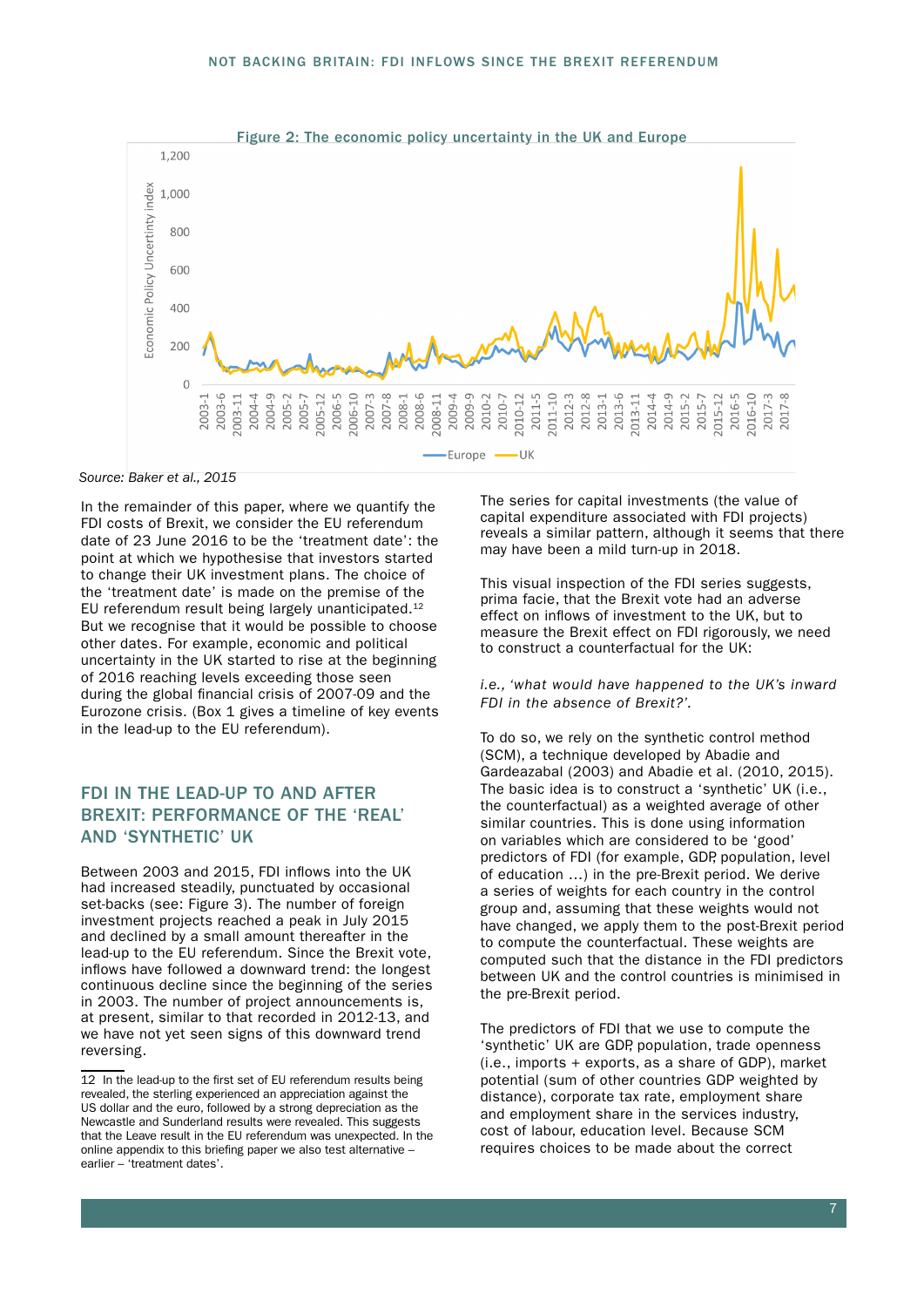Figure 2: The economic policy uncertainty in the UK and Europe

Source: Baker et al., 2015

In the remainder of this paper, where we quantify the FDI costs of Brexit, we consider the EU referendum date of 23 June 2016 to be the 'treatment date': the point at which we hypothesise that investors started to change their UK investment plans. The choice of the 'treatment date' is made on the premise of the EU referendum result being largely unanticipated.[12] But we recognise that it would be possible to choose other dates. For example, economic and political uncertainty in the UK started to rise at the beginning of 2016 reaching levels exceeding those seen during the global financial crisis of 2007-09 and the Eurozone crisis. (Box 1 gives a timeline of key events in the lead-up to the EU referendum).

## FDI IN THE LEAD-UP TO AND AFTER BREXIT: PERFORMANCE OF THE 'REAL' AND 'SYNTHETIC' UK

Between 2003 and 2015, FDI inflows into the UK had increased steadily, punctuated by occasional set-backs (see: Figure 3). The number of foreign investment projects reached a peak in July 2015 and declined by a small amount thereafter in the lead-up to the EU referendum. Since the Brexit vote, inflows have followed a downward trend: the longest continuous decline since the beginning of the series in 2003. The number of project announcements is, at present, similar to that recorded in 2012-13, and we have not yet seen signs of this downward trend reversing.

The series for capital investments (the value of capital expenditure associated with FDI projects) reveals a similar pattern, although it seems that there may have been a mild turn-up in 2018.

This visual inspection of the FDI series suggests, prima facie, that the Brexit vote had an adverse effect on inflows of investment to the UK, but to measure the Brexit effect on FDI rigorously, we need to construct a counterfactual for the UK:

*i.e., 'what would have happened to the UK's inward FDI in the absence of Brexit?'.*

To do so, we rely on the synthetic control method (SCM), a technique developed by Abadie and Gardeazabal (2003) and Abadie et al. (2010, 2015). The basic idea is to construct a 'synthetic' UK (i.e., the counterfactual) as a weighted average of other similar countries. This is done using information on variables which are considered to be 'good' predictors of FDI (for example, GDP, population, level of education …) in the pre-Brexit period. We derive a series of weights for each country in the control group and, assuming that these weights would not have changed, we apply them to the post-Brexit period to compute the counterfactual. These weights are computed such that the distance in the FDI predictors between the UK and the control countries is minimised in the pre-Brexit period.

The predictors of FDI that we use to compute the 'synthetic' UK are GDP, population, trade openness (i.e., imports + exports, as a share of GDP), market potential (sum of other countries GDP weighted by distance), corporate tax rate, employment share and employment share in the services industry, cost of labour, education level. Because SCM requires choices to be made about the correct

---

12 In the lead-up to the first set of EU referendum results being revealed, the sterling experienced an appreciation against the US dollar and the euro, followed by a strong depreciation as the Newcastle and Sunderland results were revealed. This suggests that the Leave result in the EU referendum was unexpected. In the online appendix to this briefing paper we also test alternative – earlier – 'treatment dates'.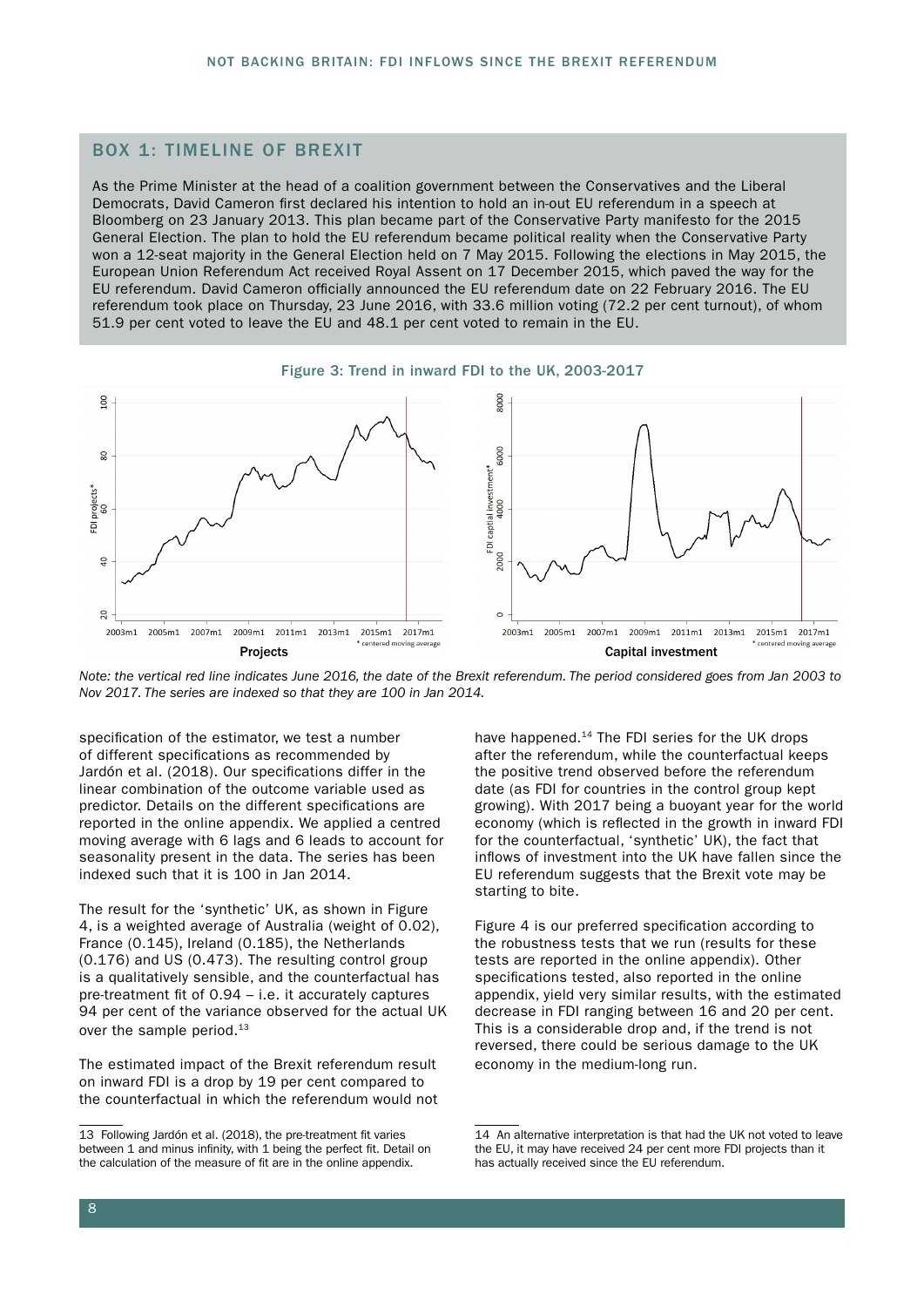## BOX 1: TIMELINE OF BREXIT

As the Prime Minister at the head of a coalition government between the Conservatives and the Liberal Democrats, David Cameron first declared his intention to hold an in-out EU referendum in a speech at Bloomberg on 23 January 2013. This plan became part of the Conservative Party manifesto for the 2015 General Election. The plan to hold the EU referendum became political reality when the Conservative Party won a 12-seat majority in the General Election held on 7 May 2015. Following the elections in May 2015, the European Union Referendum Act received Royal Assent on 17 December 2015, which paved the way for the EU referendum. David Cameron officially announced the EU referendum date on 22 February 2016. The EU referendum took place on Thursday, 23 June 2016, with 33.6 million voting (72.2 per cent turnout), of whom 51.9 per cent voted to leave the EU and 48.1 per cent voted to remain in the EU.

Figure 3: Trend in inward FDI to the UK, 2003-2017

*Note: the vertical red line indicates June 2016, the date of the Brexit referendum. The period considered goes from Jan 2003 to Nov 2017. The series are indexed so that they are 100 in Jan 2014.*

specification of the estimator, we test a number of different specifications as recommended by Jardón et al. (2018). Our specifications differ in the linear combination of the outcome variable used as predictor. Details on the different specifications are reported in the online appendix. We applied a centred moving average with 6 lags and 6 leads to account for seasonality present in the data. The series has been indexed such that it is 100 in Jan 2014.

The result for the 'synthetic' UK, as shown in Figure 4, is a weighted average of Australia (weight of 0.02), France (0.145), Ireland (0.185), the Netherlands (0.176) and US (0.473). The resulting control group is a qualitatively sensible, and the counterfactual has pre-treatment fit of 0.94 – i.e. it accurately captures 94 per cent of the variance observed for the actual UK over the sample period.[13]

The estimated impact of the Brexit referendum result on inward FDI is a drop by 19 per cent compared to the counterfactual in which the referendum would not have happened.[14] The FDI series for the UK drops after the referendum, while the counterfactual keeps the positive trend observed before the referendum date (as FDI for countries in the control group kept growing). With 2017 being a buoyant year for the world economy (which is reflected in the growth in inward FDI for the counterfactual, 'synthetic' UK), the fact that inflows of investment into the UK have fallen since the EU referendum suggests that the Brexit vote may be starting to bite.

Figure 4 is our preferred specification according to the robustness tests that we run (results for these tests are reported in the online appendix). Other specifications tested, also reported in the online appendix, yield very similar results, with the estimated decrease in FDI ranging between 16 and 20 per cent. This is a considerable drop and, if the trend is not reversed, there could be serious damage to the UK economy in the medium-long run.

---

13 Following Jardón et al. (2018), the pre-treatment fit varies between 1 and minus infinity, with 1 being the perfect fit. Detail on the calculation of the measure of fit are in the online appendix.

14 An alternative interpretation is that had the UK not voted to leave the EU, it may have received 24 per cent more FDI projects than it has actually received since the EU referendum.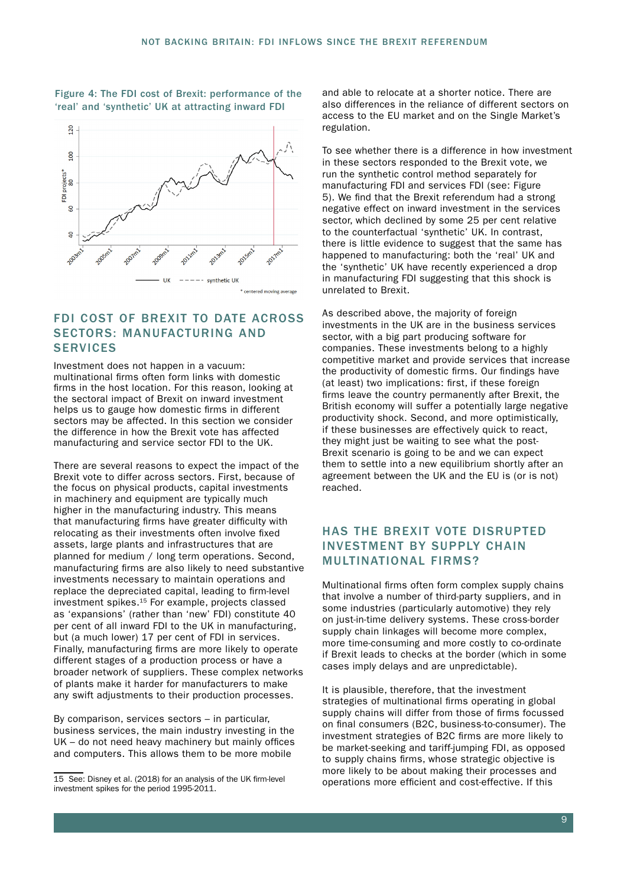Figure 4: The FDI cost of Brexit: performance of the 'real' and 'synthetic' UK at attracting inward FDI

## FDI COST OF BREXIT TO DATE ACROSS SECTORS: MANUFACTURING AND SERVICES

Investment does not happen in a vacuum: multinational firms often form links with domestic firms in the host location. For this reason, looking at the sectoral impact of Brexit on inward investment helps us to gauge how domestic firms in different sectors may be affected. In this section we consider the difference in how the Brexit vote has affected manufacturing and service sector FDI to the UK.

There are several reasons to expect the impact of the Brexit vote to differ across sectors. First, because of the focus on physical products, capital investments in machinery and equipment are typically much higher in the manufacturing industry. This means that manufacturing firms have greater difficulty with relocating as their investments often involve fixed assets, large plants and infrastructures that are planned for medium / long term operations. Second, manufacturing firms are also likely to need substantive investments necessary to maintain operations and replace the depreciated capital, leading to firm-level investment spikes.[15] For example, projects classed as 'expansions' (rather than 'new' FDI) constitute 40 per cent of all inward FDI to the UK in manufacturing, but (a much lower) 17 per cent of FDI in services. Finally, manufacturing firms are more likely to operate different stages of a production process or have a broader network of suppliers. These complex networks of plants make it harder for manufacturers to make any swift adjustments to their production processes.

By comparison, services sectors – in particular, business services, the main industry investing in the UK – do not need heavy machinery but mainly offices and computers. This allows them to be more mobile and able to relocate at a shorter notice. There are also differences in the reliance of different sectors on access to the EU market and on the Single Market's regulation.

To see whether there is a difference in how investment in these sectors responded to the Brexit vote, we run the synthetic control method separately for manufacturing FDI and services FDI (see: Figure 5). We find that the Brexit referendum had a strong negative effect on inward investment in the services sector, which declined by some 25 per cent relative to the counterfactual 'synthetic' UK. In contrast, there is little evidence to suggest that the same has happened to manufacturing: both the 'real' UK and the 'synthetic' UK have recently experienced a drop in manufacturing FDI suggesting that this shock is unrelated to Brexit.

As described above, the majority of foreign investments in the UK are in the business services sector, with a big part producing software for companies. These investments belong to a highly competitive market and provide services that increase the productivity of domestic firms. Our findings have (at least) two implications: first, if these foreign firms leave the country permanently after Brexit, the British economy will suffer a potentially large negative productivity shock. Second, and more optimistically, if these businesses are effectively quick to react, they might just be waiting to see what the post-Brexit scenario is going to be and we can expect them to settle into a new equilibrium shortly after an agreement between the UK and the EU is (or is not) reached.

## HAS THE BREXIT VOTE DISRUPTED INVESTMENT BY SUPPLY CHAIN MULTINATIONAL FIRMS?

Multinational firms often form complex supply chains that involve a number of third-party suppliers, and in some industries (particularly automotive) they rely on just-in-time delivery systems. These cross-border supply chain linkages will become more complex, more time-consuming and more costly to co-ordinate if Brexit leads to checks at the border (which in some cases imply delays and are unpredictable).

It is plausible, therefore, that the investment strategies of multinational firms operating in global supply chains will differ from those of firms focussed on final consumers (B2C, business-to-consumer). The investment strategies of B2C firms are more likely to be market-seeking and tariff-jumping FDI, as opposed to supply chains firms, whose strategic objective is more likely to be about making their processes and operations more efficient and cost-effective. If this

---

15 See: Disney et al. (2018) for an analysis of the UK firm-level investment spikes for the period 1995-2011.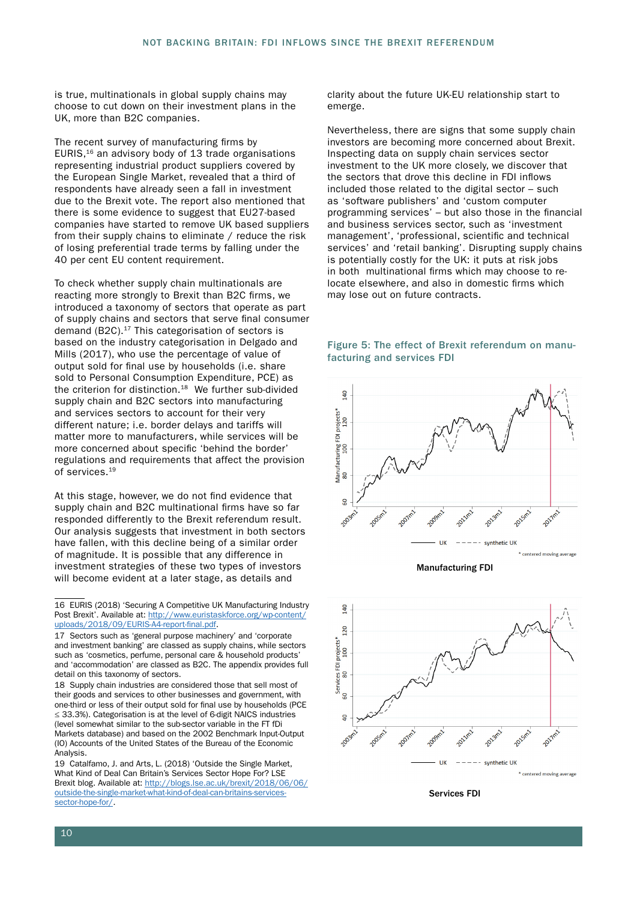is true, multinationals in global supply chains may choose to cut down on their investment plans in the UK, more than B2C companies.

The recent survey of manufacturing firms by EURIS,[16] an advisory body of 13 trade organisations representing industrial product suppliers covered by the European Single Market, revealed that a third of respondents have already seen a fall in investment due to the Brexit vote. The report also mentioned that there is some evidence to suggest that EU27-based companies have started to remove UK based suppliers from their supply chains to eliminate / reduce the risk of losing preferential trade terms by falling under the 40 per cent EU content requirement.

To check whether supply chain multinationals are reacting more strongly to Brexit than B2C firms, we introduced a taxonomy of sectors that operate as part of supply chains and sectors that serve final consumer demand (B2C).[17] This categorisation of sectors is based on the industry categorisation in Delgado and Mills (2017), who use the percentage of value of output sold for final use by households (i.e. share sold to Personal Consumption Expenditure, PCE) as the criterion for distinction.[18] We further sub-divided supply chain and B2C sectors into manufacturing and services sectors to account for their very different nature; i.e. border delays and tariffs will matter more to manufacturers, while services will be more concerned about specific 'behind the border' regulations and requirements that affect the provision of services.[19]

At this stage, however, we do not find evidence that supply chain and B2C multinational firms have so far responded differently to the Brexit referendum result. Our analysis suggests that investment in both sectors have fallen, with this decline being of a similar order of magnitude. It is possible that any difference in investment strategies of these two types of investors will become evident at a later stage, as details and clarity about the future UK-EU relationship start to emerge.

Nevertheless, there are signs that some supply chain investors are becoming more concerned about Brexit. Inspecting data on supply chain services sector investment to the UK more closely, we discover that the sectors that drove this decline in FDI inflows included those related to the digital sector – such as 'software publishers' and 'custom computer programming services' – but also those in the financial and business services sector, such as 'investment management', 'professional, scientific and technical services' and 'retail banking'. Disrupting supply chains is potentially costly for the UK: it puts at risk jobs in both multinational firms which may choose to re-locate elsewhere, and also in domestic firms which may lose out on future contracts.

**Figure 5: The effect of Brexit referendum on manufacturing and services FDI**

Manufacturing FDI

Services FDI

---

16 EURIS (2018) 'Securing A Competitive UK Manufacturing Industry Post Brexit'. Available at: http://www.euristaskforce.org/wp-content/uploads/2018/09/EURIS-A4-report-final.pdf.

17 Sectors such as 'general purpose machinery' and 'corporate and investment banking' are classed as supply chains, while sectors such as 'cosmetics, perfume, personal care & household products' and 'accommodation' are classed as B2C. The appendix provides full detail on this taxonomy of sectors.

18 Supply chain industries are considered those that sell most of their goods and services to other businesses and government, with one-third or less of their output sold for final use by households (PCE ≤ 33.3%). Categorisation is at the level of 6-digit NAICS industries (level somewhat similar to the sub-sector variable in the FT fDi Markets database) and based on the 2002 Benchmark Input-Output (IO) Accounts of the United States of the Bureau of the Economic Analysis.

19 Catalfamo, J. and Arts, L. (2018) 'Outside the Single Market, What Kind of Deal Can Britain's Services Sector Hope For? LSE Brexit blog. Available at: http://blogs.lse.ac.uk/brexit/2018/06/06/outside-the-single-market-what-kind-of-deal-can-britains-services-sector-hope-for/.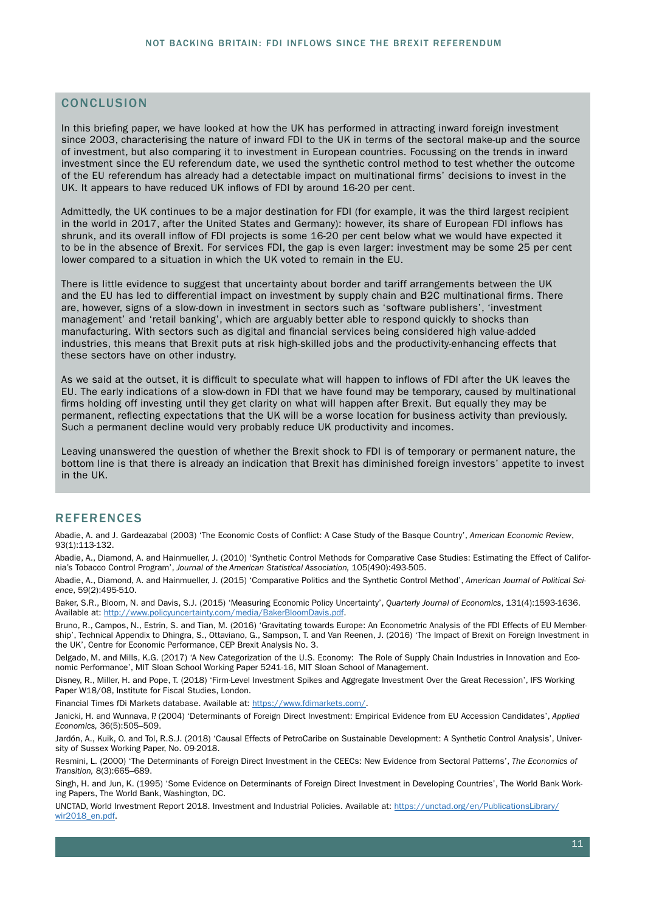## CONCLUSION

In this briefing paper, we have looked at how the UK has performed in attracting inward foreign investment since 2003, characterising the nature of inward FDI to the UK in terms of the sectoral make-up and the source of investment, but also comparing it to investment in European countries. Focussing on the trends in inward investment since the EU referendum date, we used the synthetic control method to test whether the outcome of the EU referendum has already had a detectable impact on multinational firms' decisions to invest in the UK. It appears to have reduced UK inflows of FDI by around 16-20 per cent.

Admittedly, the UK continues to be a major destination for FDI (for example, it was the third largest recipient in the world in 2017, after the United States and Germany): however, its share of European FDI inflows has shrunk, and its overall inflow of FDI projects is some 16-20 per cent below what we would have expected it to be in the absence of Brexit. For services FDI, the gap is even larger: investment may be some 25 per cent lower compared to a situation in which the UK voted to remain in the EU.

There is little evidence to suggest that uncertainty about border and tariff arrangements between the UK and the EU has led to differential impact on investment by supply chain and B2C multinational firms. There are, however, signs of a slow-down in investment in sectors such as 'software publishers', 'investment management' and 'retail banking', which are arguably better able to respond quickly to shocks than manufacturing. With sectors such as digital and financial services being considered high value-added industries, this means that Brexit puts at risk high-skilled jobs and the productivity-enhancing effects that these sectors have on other industry.

As we said at the outset, it is difficult to speculate what will happen to inflows of FDI after the UK leaves the EU. The early indications of a slow-down in FDI that we have found may be temporary, caused by multinational firms holding off investing until they get clarity on what will happen after Brexit. But equally they may be permanent, reflecting expectations that the UK will be a worse location for business activity than previously. Such a permanent decline would very probably reduce UK productivity and incomes.

Leaving unanswered the question of whether the Brexit shock to FDI is of temporary or permanent nature, the bottom line is that there is already an indication that Brexit has diminished foreign investors' appetite to invest in the UK.

## REFERENCES

Abadie, A. and J. Gardeazabal (2003) 'The Economic Costs of Conflict: A Case Study of the Basque Country', *American Economic Review*, 93(1):113-132.

Abadie, A., Diamond, A. and Hainmueller, J. (2010) 'Synthetic Control Methods for Comparative Case Studies: Estimating the Effect of California's Tobacco Control Program', *Journal of the American Statistical Association,* 105(490):493-505.

Abadie, A., Diamond, A. and Hainmueller, J. (2015) 'Comparative Politics and the Synthetic Control Method', *American Journal of Political Science*, 59(2):495-510.

Baker, S.R., Bloom, N. and Davis, S.J. (2015) 'Measuring Economic Policy Uncertainty', *Quarterly Journal of Economics*, 131(4):1593-1636. Available at: http://www.policyuncertainty.com/media/BakerBloomDavis.pdf.

Bruno, R., Campos, N., Estrin, S. and Tian, M. (2016) 'Gravitating towards Europe: An Econometric Analysis of the FDI Effects of EU Membership', Technical Appendix to Dhingra, S., Ottaviano, G., Sampson, T. and Van Reenen, J. (2016) 'The Impact of Brexit on Foreign Investment in the UK', Centre for Economic Performance, CEP Brexit Analysis No. 3.

Delgado, M. and Mills, K.G. (2017) 'A New Categorization of the U.S. Economy: The Role of Supply Chain Industries in Innovation and Economic Performance', MIT Sloan School Working Paper 5241-16, MIT Sloan School of Management.

Disney, R., Miller, H. and Pope, T. (2018) 'Firm-Level Investment Spikes and Aggregate Investment Over the Great Recession', IFS Working Paper W18/08, Institute for Fiscal Studies, London.

Financial Times fDi Markets database. Available at: https://www.fdimarkets.com/.

Janicki, H. and Wunnava, P. (2004) 'Determinants of Foreign Direct Investment: Empirical Evidence from EU Accession Candidates', *Applied Economics,* 36(5):505–509.

Jardón, A., Kuik, O. and Tol, R.S.J. (2018) 'Causal Effects of PetroCaribe on Sustainable Development: A Synthetic Control Analysis', University of Sussex Working Paper, No. 09-2018.

Resmini, L. (2000) 'The Determinants of Foreign Direct Investment in the CEECs: New Evidence from Sectoral Patterns', *The Economics of Transition,* 8(3):665–689.

Singh, H. and Jun, K. (1995) 'Some Evidence on Determinants of Foreign Direct Investment in Developing Countries', The World Bank Working Papers, The World Bank, Washington, DC.

UNCTAD, World Investment Report 2018. Investment and Industrial Policies. Available at: https://unctad.org/en/PublicationsLibrary/wir2018_en.pdf.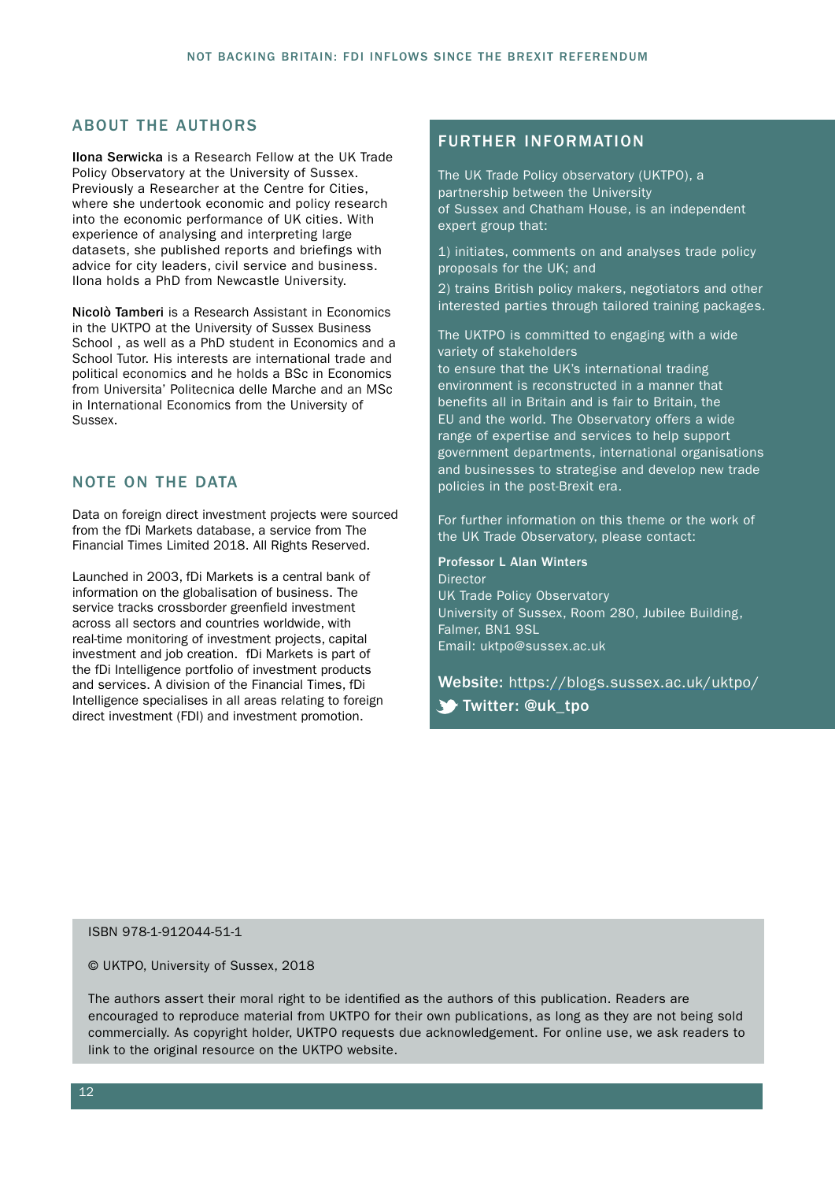## ABOUT THE AUTHORS

**Ilona Serwicka** is a Research Fellow at the UK Trade Policy Observatory at the University of Sussex. Previously a Researcher at the Centre for Cities, where she undertook economic and policy research into the economic performance of UK cities. With experience of analysing and interpreting large datasets, she published reports and briefings with advice for city leaders, civil service and business. Ilona holds a PhD from Newcastle University.

**Nicolò Tamberi** is a Research Assistant in Economics in the UKTPO at the University of Sussex Business School , as well as a PhD student in Economics and a School Tutor. His interests are international trade and political economics and he holds a BSc in Economics from Universita' Politecnica delle Marche and an MSc in International Economics from the University of Sussex.

## NOTE ON THE DATA

Data on foreign direct investment projects were sourced from the fDi Markets database, a service from The Financial Times Limited 2018. All Rights Reserved.

Launched in 2003, fDi Markets is a central bank of information on the globalisation of business. The service tracks crossborder greenfield investment across all sectors and countries worldwide, with real-time monitoring of investment projects, capital investment and job creation. fDi Markets is part of the fDi Intelligence portfolio of investment products and services. A division of the Financial Times, fDi Intelligence specialises in all areas relating to foreign direct investment (FDI) and investment promotion.

## FURTHER INFORMATION

The UK Trade Policy observatory (UKTPO), a partnership between the University of Sussex and Chatham House, is an independent expert group that:

1) initiates, comments on and analyses trade policy proposals for the UK; and

2) trains British policy makers, negotiators and other interested parties through tailored training packages.

The UKTPO is committed to engaging with a wide variety of stakeholders to ensure that the UK's international trading environment is reconstructed in a manner that benefits all in Britain and is fair to Britain, the EU and the world. The Observatory offers a wide range of expertise and services to help support government departments, international organisations and businesses to strategise and develop new trade policies in the post-Brexit era.

For further information on this theme or the work of the UK Trade Observatory, please contact:

**Professor L Alan Winters**
Director
UK Trade Policy Observatory
University of Sussex, Room 280, Jubilee Building, Falmer, BN1 9SL
Email: uktpo@sussex.ac.uk

**Website:** https://blogs.sussex.ac.uk/uktpo/
**Twitter: @uk_tpo**

ISBN 978-1-912044-51-1

© UKTPO, University of Sussex, 2018

The authors assert their moral right to be identified as the authors of this publication. Readers are encouraged to reproduce material from UKTPO for their own publications, as long as they are not being sold commercially. As copyright holder, UKTPO requests due acknowledgement. For online use, we ask readers to link to the original resource on the UKTPO website.